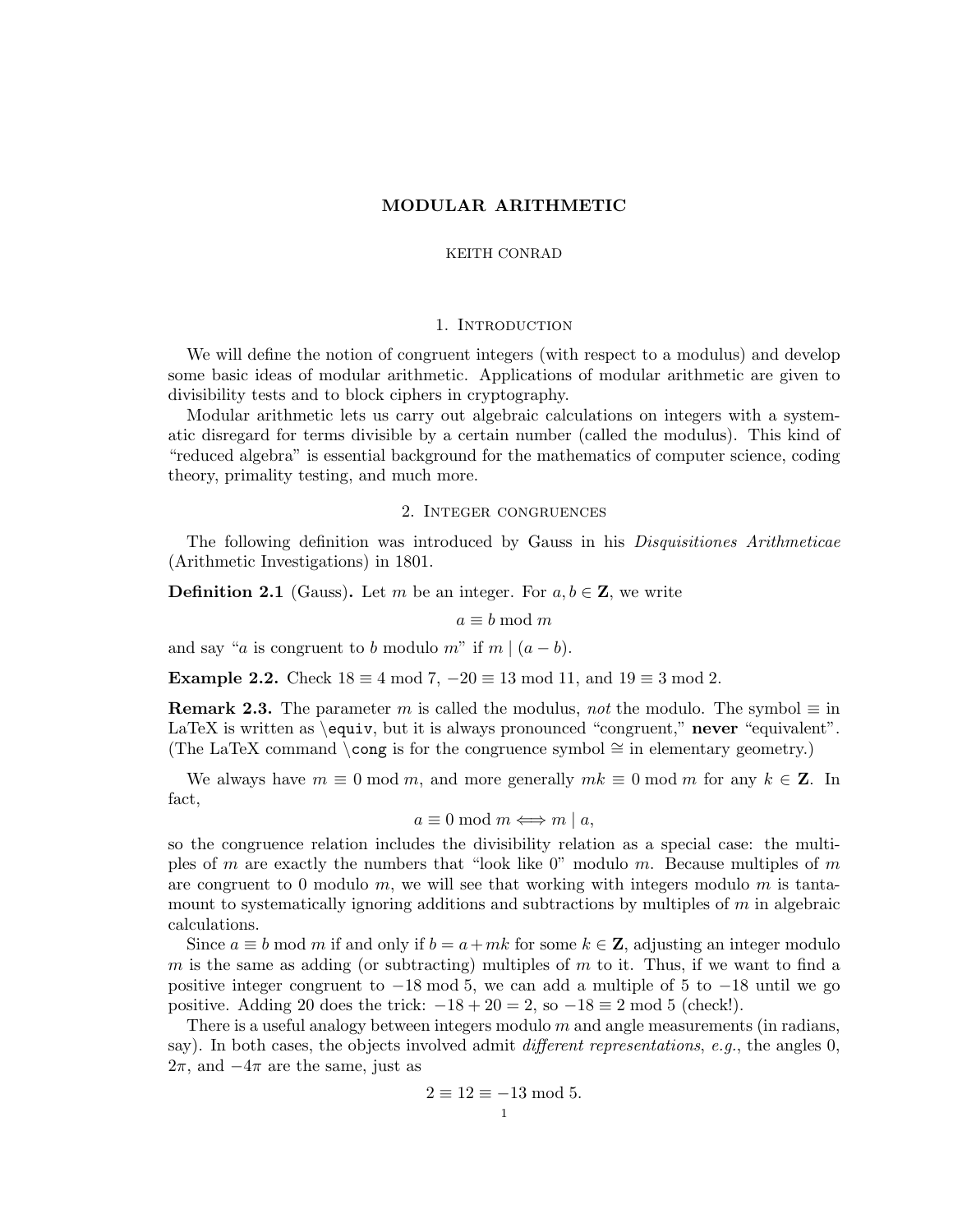# MODULAR ARITHMETIC

KEITH CONRAD

## 1. Introduction

We will define the notion of congruent integers (with respect to a modulus) and develop some basic ideas of modular arithmetic. Applications of modular arithmetic are given to divisibility tests and to block ciphers in cryptography.

Modular arithmetic lets us carry out algebraic calculations on integers with a systematic disregard for terms divisible by a certain number (called the modulus). This kind of "reduced algebra" is essential background for the mathematics of computer science, coding theory, primality testing, and much more.

## 2. Integer congruences

The following definition was introduced by Gauss in his *Disquisitiones Arithmeticae* (Arithmetic Investigations) in 1801.

**Definition 2.1** (Gauss)**.** Let $m$ be an integer. For $a, b \in \mathbf{Z}$, we write

$$a \equiv b \bmod m$$

and say "$a$ is congruent to $b$ modulo $m$" if $m \mid (a - b)$.

**Example 2.2.** Check $18 \equiv 4 \bmod 7$, $-20 \equiv 13 \bmod 11$, and $19 \equiv 3 \bmod 2$.

**Remark 2.3.** The parameter $m$ is called the modulus, *not* the modulo. The symbol $\equiv$ in LaTeX is written as `\equiv`, but it is always pronounced "congruent," **never** "equivalent". (The LaTeX command `\cong` is for the congruence symbol $\cong$ in elementary geometry.)

We always have $m \equiv 0 \bmod m$, and more generally $mk \equiv 0 \bmod m$ for any $k \in \mathbf{Z}$. In fact,

$$a \equiv 0 \bmod m \Longleftrightarrow m \mid a,$$

so the congruence relation includes the divisibility relation as a special case: the multiples of $m$ are exactly the numbers that "look like 0" modulo $m$. Because multiples of $m$ are congruent to 0 modulo $m$, we will see that working with integers modulo $m$ is tantamount to systematically ignoring additions and subtractions by multiples of $m$ in algebraic calculations.

Since $a \equiv b \bmod m$ if and only if $b = a + mk$ for some $k \in \mathbf{Z}$, adjusting an integer modulo $m$ is the same as adding (or subtracting) multiples of $m$ to it. Thus, if we want to find a positive integer congruent to $-18 \bmod 5$, we can add a multiple of 5 to $-18$ until we go positive. Adding 20 does the trick: $-18 + 20 = 2$, so $-18 \equiv 2 \bmod 5$ (check!).

There is a useful analogy between integers modulo $m$ and angle measurements (in radians, say). In both cases, the objects involved admit *different representations*, *e.g.*, the angles 0, $2\pi$, and $-4\pi$ are the same, just as

$$2 \equiv 12 \equiv -13 \bmod 5.$$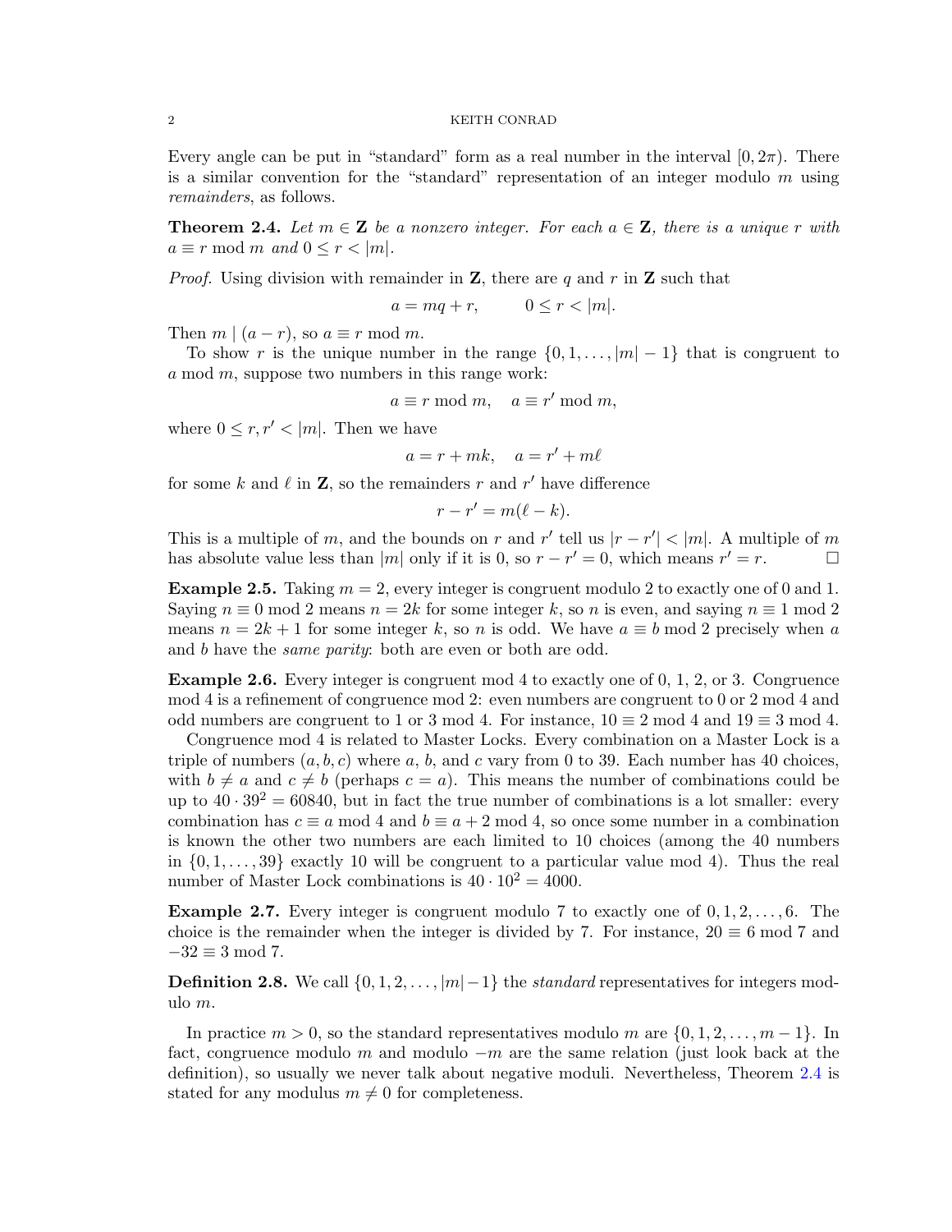Every angle can be put in "standard" form as a real number in the interval $[0, 2\pi)$. There is a similar convention for the "standard" representation of an integer modulo $m$ using *remainders*, as follows.

**Theorem 2.4.** *Let $m \in \mathbf{Z}$ be a nonzero integer. For each $a \in \mathbf{Z}$, there is a unique $r$ with $a \equiv r \bmod m$ and $0 \leq r < |m|$.*

*Proof.* Using division with remainder in $\mathbf{Z}$, there are $q$ and $r$ in $\mathbf{Z}$ such that

$$a = mq + r, \qquad 0 \leq r < |m|.$$

Then $m \mid (a - r)$, so $a \equiv r \bmod m$.

To show $r$ is the unique number in the range $\{0, 1, \ldots, |m| - 1\}$ that is congruent to $a \bmod m$, suppose two numbers in this range work:

$$a \equiv r \bmod m, \quad a \equiv r' \bmod m,$$

where $0 \leq r, r' < |m|$. Then we have

$$a = r + mk, \quad a = r' + m\ell$$

for some $k$ and $\ell$ in $\mathbf{Z}$, so the remainders $r$ and $r'$ have difference

$$r - r' = m(\ell - k).$$

This is a multiple of $m$, and the bounds on $r$ and $r'$ tell us $|r - r'| < |m|$. A multiple of $m$ has absolute value less than $|m|$ only if it is 0, so $r - r' = 0$, which means $r' = r$. □

**Example 2.5.** Taking $m = 2$, every integer is congruent modulo 2 to exactly one of 0 and 1. Saying $n \equiv 0 \bmod 2$ means $n = 2k$ for some integer $k$, so $n$ is even, and saying $n \equiv 1 \bmod 2$ means $n = 2k + 1$ for some integer $k$, so $n$ is odd. We have $a \equiv b \bmod 2$ precisely when $a$ and $b$ have the *same parity*: both are even or both are odd.

**Example 2.6.** Every integer is congruent mod 4 to exactly one of 0, 1, 2, or 3. Congruence mod 4 is a refinement of congruence mod 2: even numbers are congruent to 0 or 2 mod 4 and odd numbers are congruent to 1 or 3 mod 4. For instance, $10 \equiv 2 \bmod 4$ and $19 \equiv 3 \bmod 4$.

Congruence mod 4 is related to Master Locks. Every combination on a Master Lock is a triple of numbers $(a, b, c)$ where $a$, $b$, and $c$ vary from 0 to 39. Each number has 40 choices, with $b \neq a$ and $c \neq b$ (perhaps $c = a$). This means the number of combinations could be up to $40 \cdot 39^2 = 60840$, but in fact the true number of combinations is a lot smaller: every combination has $c \equiv a \bmod 4$ and $b \equiv a + 2 \bmod 4$, so once some number in a combination is known the other two numbers are each limited to 10 choices (among the 40 numbers in $\{0, 1, \ldots, 39\}$ exactly 10 will be congruent to a particular value mod 4). Thus the real number of Master Lock combinations is $40 \cdot 10^2 = 4000$.

**Example 2.7.** Every integer is congruent modulo 7 to exactly one of $0, 1, 2, \ldots, 6$. The choice is the remainder when the integer is divided by 7. For instance, $20 \equiv 6 \bmod 7$ and $-32 \equiv 3 \bmod 7$.

**Definition 2.8.** We call $\{0, 1, 2, \ldots, |m| - 1\}$ the *standard* representatives for integers modulo $m$.

In practice $m > 0$, so the standard representatives modulo $m$ are $\{0, 1, 2, \ldots, m - 1\}$. In fact, congruence modulo $m$ and modulo $-m$ are the same relation (just look back at the definition), so usually we never talk about negative moduli. Nevertheless, Theorem 2.4 is stated for any modulus $m \neq 0$ for completeness.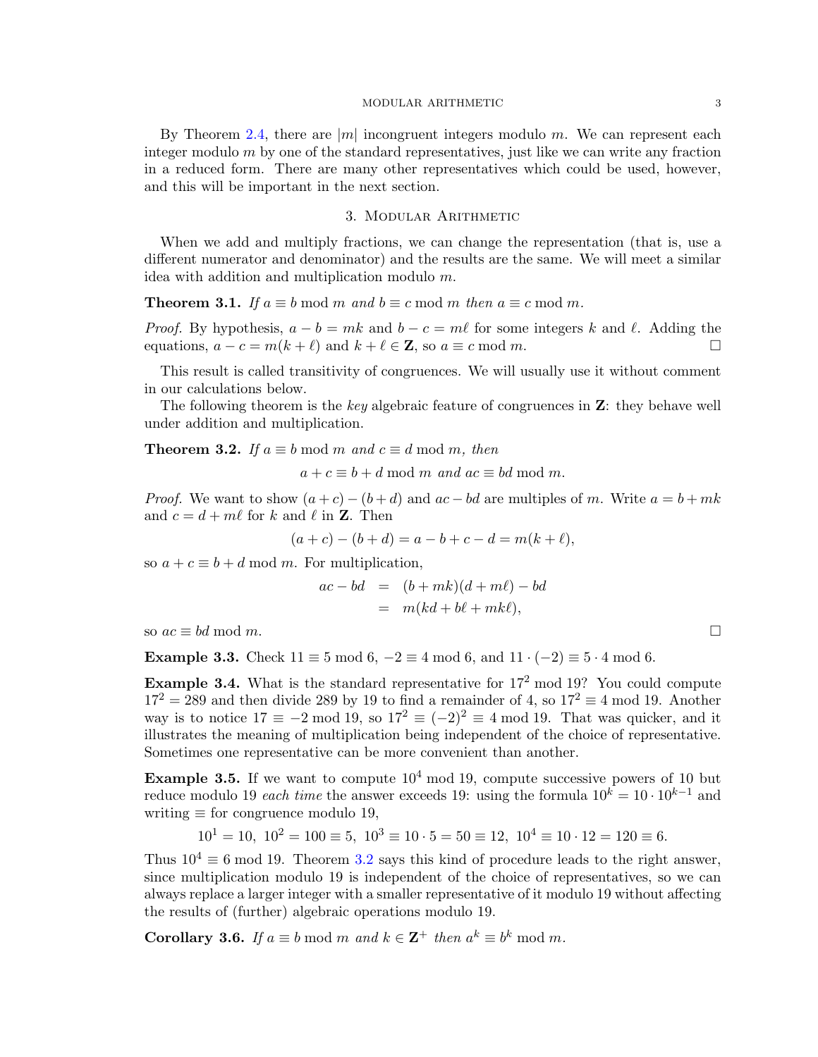By Theorem 2.4, there are $|m|$ incongruent integers modulo $m$. We can represent each integer modulo $m$ by one of the standard representatives, just like we can write any fraction in a reduced form. There are many other representatives which could be used, however, and this will be important in the next section.

## 3. Modular Arithmetic

When we add and multiply fractions, we can change the representation (that is, use a different numerator and denominator) and the results are the same. We will meet a similar idea with addition and multiplication modulo $m$.

**Theorem 3.1.** *If $a \equiv b \bmod m$ and $b \equiv c \bmod m$ then $a \equiv c \bmod m$.*

*Proof.* By hypothesis, $a - b = mk$ and $b - c = m\ell$ for some integers $k$ and $\ell$. Adding the equations, $a - c = m(k + \ell)$ and $k + \ell \in \mathbf{Z}$, so $a \equiv c \bmod m$. □

This result is called transitivity of congruences. We will usually use it without comment in our calculations below.

The following theorem is the *key* algebraic feature of congruences in $\mathbf{Z}$: they behave well under addition and multiplication.

**Theorem 3.2.** *If $a \equiv b \bmod m$ and $c \equiv d \bmod m$, then*

$$a + c \equiv b + d \bmod m \text{ and } ac \equiv bd \bmod m.$$

*Proof.* We want to show $(a + c) - (b + d)$ and $ac - bd$ are multiples of $m$. Write $a = b + mk$ and $c = d + m\ell$ for $k$ and $\ell$ in $\mathbf{Z}$. Then

$$(a + c) - (b + d) = a - b + c - d = m(k + \ell),$$

so $a + c \equiv b + d \bmod m$. For multiplication,

$$\begin{aligned} ac - bd &= (b + mk)(d + m\ell) - bd \\ &= m(kd + b\ell + mk\ell), \end{aligned}$$

so $ac \equiv bd \bmod m$. □

**Example 3.3.** Check $11 \equiv 5 \bmod 6$, $-2 \equiv 4 \bmod 6$, and $11 \cdot (-2) \equiv 5 \cdot 4 \bmod 6$.

**Example 3.4.** What is the standard representative for $17^2 \bmod 19$? You could compute $17^2 = 289$ and then divide 289 by 19 to find a remainder of 4, so $17^2 \equiv 4 \bmod 19$. Another way is to notice $17 \equiv -2 \bmod 19$, so $17^2 \equiv (-2)^2 \equiv 4 \bmod 19$. That was quicker, and it illustrates the meaning of multiplication being independent of the choice of representative. Sometimes one representative can be more convenient than another.

**Example 3.5.** If we want to compute $10^4 \bmod 19$, compute successive powers of 10 but reduce modulo 19 *each time* the answer exceeds 19: using the formula $10^k = 10 \cdot 10^{k-1}$ and writing $\equiv$ for congruence modulo 19,

$$10^1 = 10, \; 10^2 = 100 \equiv 5, \; 10^3 \equiv 10 \cdot 5 = 50 \equiv 12, \; 10^4 \equiv 10 \cdot 12 = 120 \equiv 6.$$

Thus $10^4 \equiv 6 \bmod 19$. Theorem 3.2 says this kind of procedure leads to the right answer, since multiplication modulo 19 is independent of the choice of representatives, so we can always replace a larger integer with a smaller representative of it modulo 19 without affecting the results of (further) algebraic operations modulo 19.

**Corollary 3.6.** *If $a \equiv b \bmod m$ and $k \in \mathbf{Z}^+$ then $a^k \equiv b^k \bmod m$.*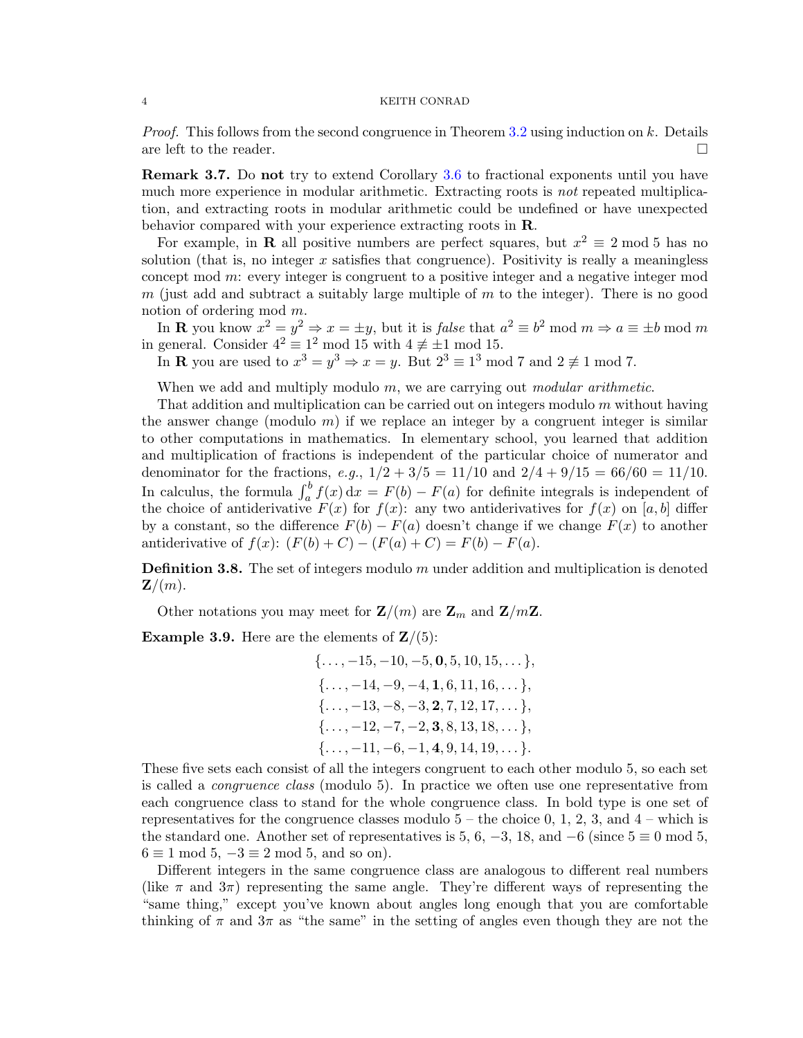*Proof.* This follows from the second congruence in Theorem 3.2 using induction on $k$. Details are left to the reader. □

**Remark 3.7.** Do **not** try to extend Corollary 3.6 to fractional exponents until you have much more experience in modular arithmetic. Extracting roots is *not* repeated multiplication, and extracting roots in modular arithmetic could be undefined or have unexpected behavior compared with your experience extracting roots in $\mathbf{R}$.

For example, in $\mathbf{R}$ all positive numbers are perfect squares, but $x^2 \equiv 2 \bmod 5$ has no solution (that is, no integer $x$ satisfies that congruence). Positivity is really a meaningless concept mod $m$: every integer is congruent to a positive integer and a negative integer mod $m$ (just add and subtract a suitably large multiple of $m$ to the integer). There is no good notion of ordering mod $m$.

In $\mathbf{R}$ you know $x^2 = y^2 \Rightarrow x = \pm y$, but it is *false* that $a^2 \equiv b^2 \bmod m \Rightarrow a \equiv \pm b \bmod m$ in general. Consider $4^2 \equiv 1^2 \bmod 15$ with $4 \not\equiv \pm 1 \bmod 15$.

In $\mathbf{R}$ you are used to $x^3 = y^3 \Rightarrow x = y$. But $2^3 \equiv 1^3 \bmod 7$ and $2 \not\equiv 1 \bmod 7$.

When we add and multiply modulo $m$, we are carrying out *modular arithmetic*.

That addition and multiplication can be carried out on integers modulo $m$ without having the answer change (modulo $m$) if we replace an integer by a congruent integer is similar to other computations in mathematics. In elementary school, you learned that addition and multiplication of fractions is independent of the particular choice of numerator and denominator for the fractions, *e.g.*, $1/2 + 3/5 = 11/10$ and $2/4 + 9/15 = 66/60 = 11/10$. In calculus, the formula $\int_a^b f(x)\,dx = F(b) - F(a)$ for definite integrals is independent of the choice of antiderivative $F(x)$ for $f(x)$: any two antiderivatives for $f(x)$ on $[a, b]$ differ by a constant, so the difference $F(b) - F(a)$ doesn't change if we change $F(x)$ to another antiderivative of $f(x)$: $(F(b) + C) - (F(a) + C) = F(b) - F(a)$.

**Definition 3.8.** The set of integers modulo $m$ under addition and multiplication is denoted $\mathbf{Z}/(m)$.

Other notations you may meet for $\mathbf{Z}/(m)$ are $\mathbf{Z}_m$ and $\mathbf{Z}/m\mathbf{Z}$.

**Example 3.9.** Here are the elements of $\mathbf{Z}/(5)$:

$$\{\ldots, -15, -10, -5, \mathbf{0}, 5, 10, 15, \ldots\},$$
$$\{\ldots, -14, -9, -4, \mathbf{1}, 6, 11, 16, \ldots\},$$
$$\{\ldots, -13, -8, -3, \mathbf{2}, 7, 12, 17, \ldots\},$$
$$\{\ldots, -12, -7, -2, \mathbf{3}, 8, 13, 18, \ldots\},$$
$$\{\ldots, -11, -6, -1, \mathbf{4}, 9, 14, 19, \ldots\}.$$

These five sets each consist of all the integers congruent to each other modulo 5, so each set is called a *congruence class* (modulo 5). In practice we often use one representative from each congruence class to stand for the whole congruence class. In bold type is one set of representatives for the congruence classes modulo 5 – the choice 0, 1, 2, 3, and 4 – which is the standard one. Another set of representatives is 5, 6, $-3$, 18, and $-6$ (since $5 \equiv 0 \bmod 5$, $6 \equiv 1 \bmod 5$, $-3 \equiv 2 \bmod 5$, and so on).

Different integers in the same congruence class are analogous to different real numbers (like $\pi$ and $3\pi$) representing the same angle. They're different ways of representing the "same thing," except you've known about angles long enough that you are comfortable thinking of $\pi$ and $3\pi$ as "the same" in the setting of angles even though they are not the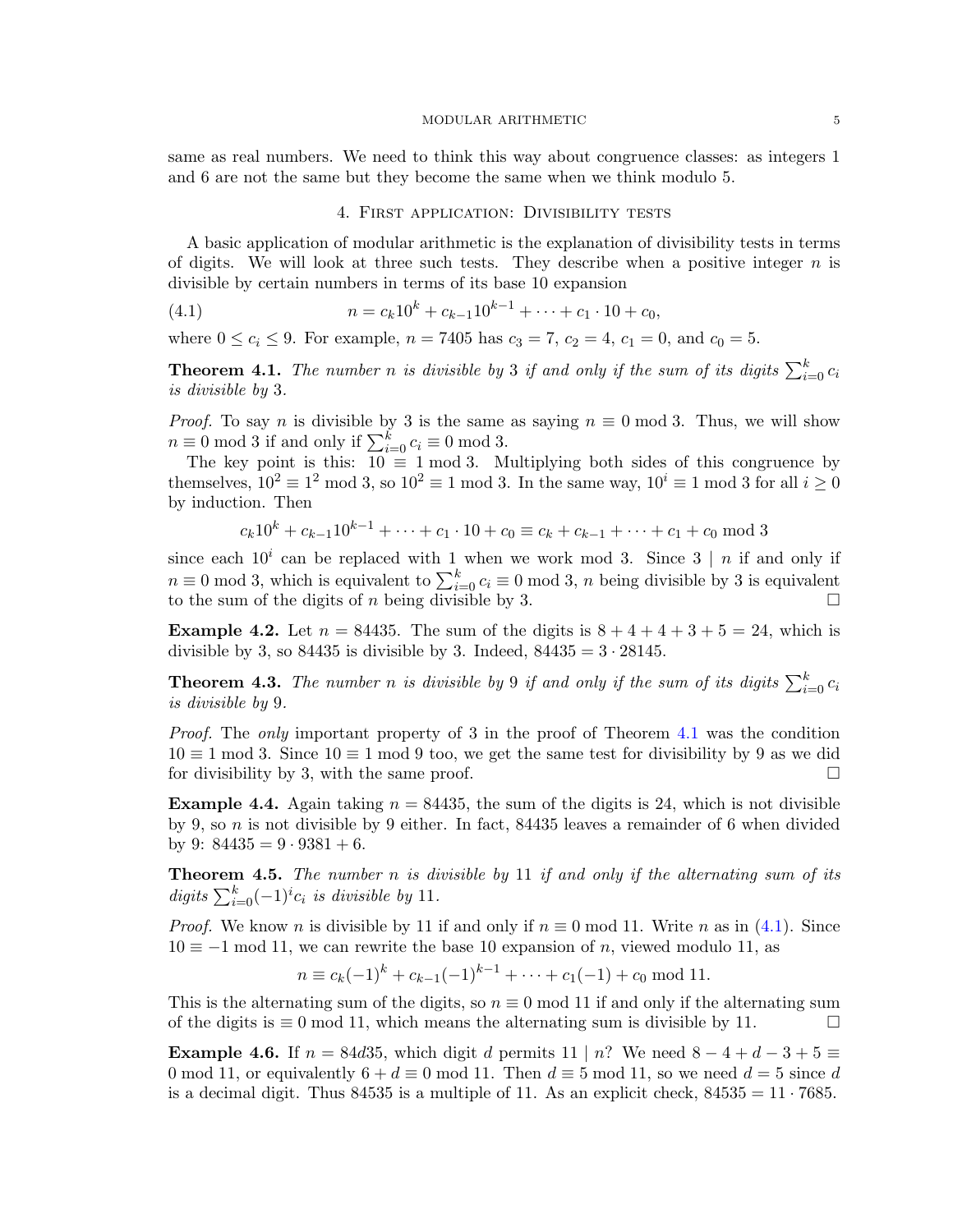same as real numbers. We need to think this way about congruence classes: as integers 1 and 6 are not the same but they become the same when we think modulo 5.

## 4. First application: Divisibility tests

A basic application of modular arithmetic is the explanation of divisibility tests in terms of digits. We will look at three such tests. They describe when a positive integer $n$ is divisible by certain numbers in terms of its base 10 expansion

$$n = c_k 10^k + c_{k-1}10^{k-1} + \cdots + c_1 \cdot 10 + c_0, \tag{4.1}$$

where $0 \leq c_i \leq 9$. For example, $n = 7405$ has $c_3 = 7$, $c_2 = 4$, $c_1 = 0$, and $c_0 = 5$.

**Theorem 4.1.** *The number $n$ is divisible by 3 if and only if the sum of its digits $\sum_{i=0}^{k} c_i$ is divisible by 3.*

*Proof.* To say $n$ is divisible by 3 is the same as saying $n \equiv 0 \bmod 3$. Thus, we will show $n \equiv 0 \bmod 3$ if and only if $\sum_{i=0}^{k} c_i \equiv 0 \bmod 3$.

The key point is this: $10 \equiv 1 \bmod 3$. Multiplying both sides of this congruence by themselves, $10^2 \equiv 1^2 \bmod 3$, so $10^2 \equiv 1 \bmod 3$. In the same way, $10^i \equiv 1 \bmod 3$ for all $i \geq 0$ by induction. Then

$$c_k 10^k + c_{k-1}10^{k-1} + \cdots + c_1 \cdot 10 + c_0 \equiv c_k + c_{k-1} + \cdots + c_1 + c_0 \bmod 3$$

since each $10^i$ can be replaced with 1 when we work mod 3. Since $3 \mid n$ if and only if $n \equiv 0 \bmod 3$, which is equivalent to $\sum_{i=0}^{k} c_i \equiv 0 \bmod 3$, $n$ being divisible by 3 is equivalent to the sum of the digits of $n$ being divisible by 3. □

**Example 4.2.** Let $n = 84435$. The sum of the digits is $8 + 4 + 4 + 3 + 5 = 24$, which is divisible by 3, so 84435 is divisible by 3. Indeed, $84435 = 3 \cdot 28145$.

**Theorem 4.3.** *The number $n$ is divisible by 9 if and only if the sum of its digits $\sum_{i=0}^{k} c_i$ is divisible by 9.*

*Proof.* The *only* important property of 3 in the proof of Theorem 4.1 was the condition $10 \equiv 1 \bmod 3$. Since $10 \equiv 1 \bmod 9$ too, we get the same test for divisibility by 9 as we did for divisibility by 3, with the same proof. □

**Example 4.4.** Again taking $n = 84435$, the sum of the digits is 24, which is not divisible by 9, so $n$ is not divisible by 9 either. In fact, 84435 leaves a remainder of 6 when divided by 9: $84435 = 9 \cdot 9381 + 6$.

**Theorem 4.5.** *The number $n$ is divisible by 11 if and only if the alternating sum of its digits $\sum_{i=0}^{k}(-1)^i c_i$ is divisible by 11.*

*Proof.* We know $n$ is divisible by 11 if and only if $n \equiv 0 \bmod 11$. Write $n$ as in (4.1). Since $10 \equiv -1 \bmod 11$, we can rewrite the base 10 expansion of $n$, viewed modulo 11, as

$$n \equiv c_k(-1)^k + c_{k-1}(-1)^{k-1} + \cdots + c_1(-1) + c_0 \bmod 11.$$

This is the alternating sum of the digits, so $n \equiv 0 \bmod 11$ if and only if the alternating sum of the digits is $\equiv 0 \bmod 11$, which means the alternating sum is divisible by 11. □

**Example 4.6.** If $n = 84d35$, which digit $d$ permits $11 \mid n$? We need $8 - 4 + d - 3 + 5 \equiv 0 \bmod 11$, or equivalently $6 + d \equiv 0 \bmod 11$. Then $d \equiv 5 \bmod 11$, so we need $d = 5$ since $d$ is a decimal digit. Thus 84535 is a multiple of 11. As an explicit check, $84535 = 11 \cdot 7685$.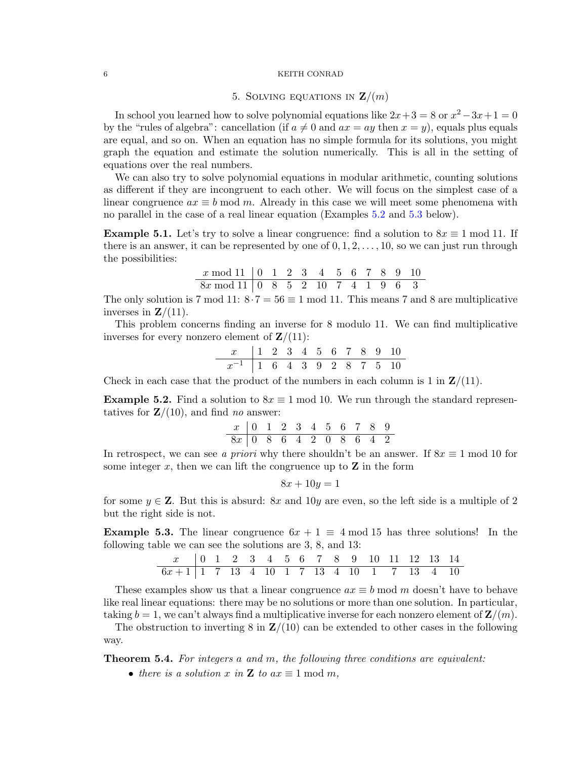## 5. Solving equations in $\mathbf{Z}/(m)$

In school you learned how to solve polynomial equations like $2x+3=8$ or $x^2-3x+1=0$ by the "rules of algebra": cancellation (if $a \neq 0$ and $ax = ay$ then $x = y$), equals plus equals are equal, and so on. When an equation has no simple formula for its solutions, you might graph the equation and estimate the solution numerically. This is all in the setting of equations over the real numbers.

We can also try to solve polynomial equations in modular arithmetic, counting solutions as different if they are incongruent to each other. We will focus on the simplest case of a linear congruence $ax \equiv b \bmod m$. Already in this case we will meet some phenomena with no parallel in the case of a real linear equation (Examples 5.2 and 5.3 below).

**Example 5.1.** Let's try to solve a linear congruence: find a solution to $8x \equiv 1 \bmod 11$. If there is an answer, it can be represented by one of $0, 1, 2, \ldots, 10$, so we can just run through the possibilities:

| $x \bmod 11$ | 0 | 1 | 2 | 3 | 4 | 5 | 6 | 7 | 8 | 9 | 10 |
|---|---|---|---|---|---|---|---|---|---|---|---|
| $8x \bmod 11$ | 0 | 8 | 5 | 2 | 10 | 7 | 4 | 1 | 9 | 6 | 3 |

The only solution is $7 \bmod 11$: $8 \cdot 7 = 56 \equiv 1 \bmod 11$. This means 7 and 8 are multiplicative inverses in $\mathbf{Z}/(11)$.

This problem concerns finding an inverse for 8 modulo 11. We can find multiplicative inverses for every nonzero element of $\mathbf{Z}/(11)$:

| $x$ | 1 | 2 | 3 | 4 | 5 | 6 | 7 | 8 | 9 | 10 |
|---|---|---|---|---|---|---|---|---|---|---|
| $x^{-1}$ | 1 | 6 | 4 | 3 | 9 | 2 | 8 | 7 | 5 | 10 |

Check in each case that the product of the numbers in each column is 1 in $\mathbf{Z}/(11)$.

**Example 5.2.** Find a solution to $8x \equiv 1 \bmod 10$. We run through the standard representatives for $\mathbf{Z}/(10)$, and find *no* answer:

| $x$ | 0 | 1 | 2 | 3 | 4 | 5 | 6 | 7 | 8 | 9 |
|---|---|---|---|---|---|---|---|---|---|---|
| $8x$ | 0 | 8 | 6 | 4 | 2 | 0 | 8 | 6 | 4 | 2 |

In retrospect, we can see *a priori* why there shouldn't be an answer. If $8x \equiv 1 \bmod 10$ for some integer $x$, then we can lift the congruence up to $\mathbf{Z}$ in the form

$$8x + 10y = 1$$

for some $y \in \mathbf{Z}$. But this is absurd: $8x$ and $10y$ are even, so the left side is a multiple of 2 but the right side is not.

**Example 5.3.** The linear congruence $6x + 1 \equiv 4 \bmod 15$ has three solutions! In the following table we can see the solutions are 3, 8, and 13:

| $x$ | 0 | 1 | 2 | 3 | 4 | 5 | 6 | 7 | 8 | 9 | 10 | 11 | 12 | 13 | 14 |
|---|---|---|---|---|---|---|---|---|---|---|---|---|---|---|---|
| $6x+1$ | 1 | 7 | 13 | 4 | 10 | 1 | 7 | 13 | 4 | 10 | 1 | 7 | 13 | 4 | 10 |

These examples show us that a linear congruence $ax \equiv b \bmod m$ doesn't have to behave like real linear equations: there may be no solutions or more than one solution. In particular, taking $b = 1$, we can't always find a multiplicative inverse for each nonzero element of $\mathbf{Z}/(m)$.

The obstruction to inverting 8 in $\mathbf{Z}/(10)$ can be extended to other cases in the following way.

**Theorem 5.4.** *For integers $a$ and $m$, the following three conditions are equivalent:*

- *there is a solution $x$ in $\mathbf{Z}$ to $ax \equiv 1 \bmod m$,*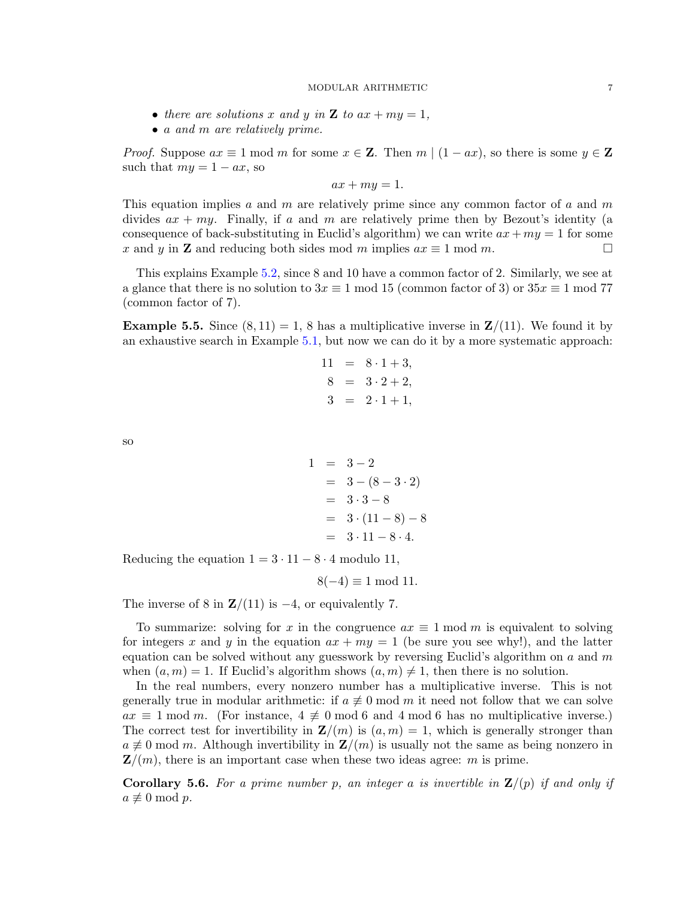- *there are solutions $x$ and $y$ in $\mathbf{Z}$ to $ax + my = 1$,*
- *$a$ and $m$ are relatively prime.*

*Proof.* Suppose $ax \equiv 1 \bmod m$ for some $x \in \mathbf{Z}$. Then $m \mid (1 - ax)$, so there is some $y \in \mathbf{Z}$ such that $my = 1 - ax$, so

$$ax + my = 1.$$

This equation implies $a$ and $m$ are relatively prime since any common factor of $a$ and $m$ divides $ax + my$. Finally, if $a$ and $m$ are relatively prime then by Bezout's identity (a consequence of back-substituting in Euclid's algorithm) we can write $ax + my = 1$ for some $x$ and $y$ in $\mathbf{Z}$ and reducing both sides mod $m$ implies $ax \equiv 1 \bmod m$. □

This explains Example 5.2, since 8 and 10 have a common factor of 2. Similarly, we see at a glance that there is no solution to $3x \equiv 1 \bmod 15$ (common factor of 3) or $35x \equiv 1 \bmod 77$ (common factor of 7).

**Example 5.5.** Since $(8, 11) = 1$, 8 has a multiplicative inverse in $\mathbf{Z}/(11)$. We found it by an exhaustive search in Example 5.1, but now we can do it by a more systematic approach:

$$\begin{aligned} 11 &= 8 \cdot 1 + 3, \\ 8 &= 3 \cdot 2 + 2, \\ 3 &= 2 \cdot 1 + 1, \end{aligned}$$

so

$$\begin{aligned} 1 &= 3 - 2 \\ &= 3 - (8 - 3 \cdot 2) \\ &= 3 \cdot 3 - 8 \\ &= 3 \cdot (11 - 8) - 8 \\ &= 3 \cdot 11 - 8 \cdot 4. \end{aligned}$$

Reducing the equation $1 = 3 \cdot 11 - 8 \cdot 4$ modulo 11,

$$8(-4) \equiv 1 \bmod 11.$$

The inverse of 8 in $\mathbf{Z}/(11)$ is $-4$, or equivalently 7.

To summarize: solving for $x$ in the congruence $ax \equiv 1 \bmod m$ is equivalent to solving for integers $x$ and $y$ in the equation $ax + my = 1$ (be sure you see why!), and the latter equation can be solved without any guesswork by reversing Euclid's algorithm on $a$ and $m$ when $(a, m) = 1$. If Euclid's algorithm shows $(a, m) \neq 1$, then there is no solution.

In the real numbers, every nonzero number has a multiplicative inverse. This is not generally true in modular arithmetic: if $a \not\equiv 0 \bmod m$ it need not follow that we can solve $ax \equiv 1 \bmod m$. (For instance, $4 \not\equiv 0 \bmod 6$ and $4 \bmod 6$ has no multiplicative inverse.) The correct test for invertibility in $\mathbf{Z}/(m)$ is $(a, m) = 1$, which is generally stronger than $a \not\equiv 0 \bmod m$. Although invertibility in $\mathbf{Z}/(m)$ is usually not the same as being nonzero in $\mathbf{Z}/(m)$, there is an important case when these two ideas agree: $m$ is prime.

**Corollary 5.6.** *For a prime number $p$, an integer $a$ is invertible in $\mathbf{Z}/(p)$ if and only if $a \not\equiv 0 \bmod p$.*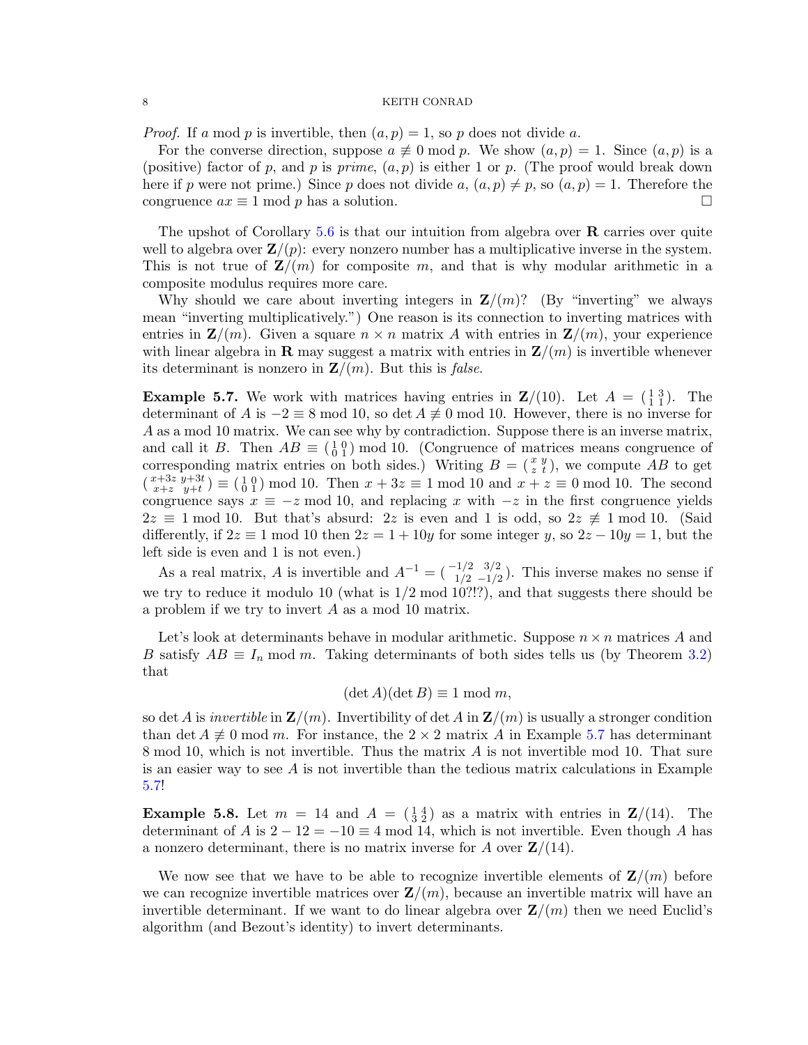*Proof.* If $a \bmod p$ is invertible, then $(a, p) = 1$, so $p$ does not divide $a$.

For the converse direction, suppose $a \not\equiv 0 \bmod p$. We show $(a, p) = 1$. Since $(a, p)$ is a (positive) factor of $p$, and $p$ is *prime*, $(a, p)$ is either 1 or $p$. (The proof would break down here if $p$ were not prime.) Since $p$ does not divide $a$, $(a, p) \neq p$, so $(a, p) = 1$. Therefore the congruence $ax \equiv 1 \bmod p$ has a solution. □

The upshot of Corollary 5.6 is that our intuition from algebra over $\mathbf{R}$ carries over quite well to algebra over $\mathbf{Z}/(p)$: every nonzero number has a multiplicative inverse in the system. This is not true of $\mathbf{Z}/(m)$ for composite $m$, and that is why modular arithmetic in a composite modulus requires more care.

Why should we care about inverting integers in $\mathbf{Z}/(m)$? (By "inverting" we always mean "inverting multiplicatively.") One reason is its connection to inverting matrices with entries in $\mathbf{Z}/(m)$. Given a square $n \times n$ matrix $A$ with entries in $\mathbf{Z}/(m)$, your experience with linear algebra in $\mathbf{R}$ may suggest a matrix with entries in $\mathbf{Z}/(m)$ is invertible whenever its determinant is nonzero in $\mathbf{Z}/(m)$. But this is *false*.

**Example 5.7.** We work with matrices having entries in $\mathbf{Z}/(10)$. Let $A = \left(\begin{smallmatrix} 1 & 3 \\ 1 & 1 \end{smallmatrix}\right)$. The determinant of $A$ is $-2 \equiv 8 \bmod 10$, so $\det A \not\equiv 0 \bmod 10$. However, there is no inverse for $A$ as a mod 10 matrix. We can see why by contradiction. Suppose there is an inverse matrix, and call it $B$. Then $AB \equiv \left(\begin{smallmatrix} 1 & 0 \\ 0 & 1 \end{smallmatrix}\right) \bmod 10$. (Congruence of matrices means congruence of corresponding matrix entries on both sides.) Writing $B = \left(\begin{smallmatrix} x & y \\ z & t \end{smallmatrix}\right)$, we compute $AB$ to get $\left(\begin{smallmatrix} x+3z & y+3t \\ x+z & y+t \end{smallmatrix}\right) \equiv \left(\begin{smallmatrix} 1 & 0 \\ 0 & 1 \end{smallmatrix}\right) \bmod 10$. Then $x + 3z \equiv 1 \bmod 10$ and $x + z \equiv 0 \bmod 10$. The second congruence says $x \equiv -z \bmod 10$, and replacing $x$ with $-z$ in the first congruence yields $2z \equiv 1 \bmod 10$. But that's absurd: $2z$ is even and 1 is odd, so $2z \not\equiv 1 \bmod 10$. (Said differently, if $2z \equiv 1 \bmod 10$ then $2z = 1 + 10y$ for some integer $y$, so $2z - 10y = 1$, but the left side is even and 1 is not even.)

As a real matrix, $A$ is invertible and $A^{-1} = \left(\begin{smallmatrix} -1/2 & 3/2 \\ 1/2 & -1/2 \end{smallmatrix}\right)$. This inverse makes no sense if we try to reduce it modulo 10 (what is $1/2 \bmod 10$?!?), and that suggests there should be a problem if we try to invert $A$ as a mod 10 matrix.

Let's look at determinants behave in modular arithmetic. Suppose $n \times n$ matrices $A$ and $B$ satisfy $AB \equiv I_n \bmod m$. Taking determinants of both sides tells us (by Theorem 3.2) that

$$(\det A)(\det B) \equiv 1 \bmod m,$$

so $\det A$ is *invertible* in $\mathbf{Z}/(m)$. Invertibility of $\det A$ in $\mathbf{Z}/(m)$ is usually a stronger condition than $\det A \not\equiv 0 \bmod m$. For instance, the $2 \times 2$ matrix $A$ in Example 5.7 has determinant $8 \bmod 10$, which is not invertible. Thus the matrix $A$ is not invertible mod 10. That sure is an easier way to see $A$ is not invertible than the tedious matrix calculations in Example 5.7!

**Example 5.8.** Let $m = 14$ and $A = \left(\begin{smallmatrix} 1 & 4 \\ 3 & 2 \end{smallmatrix}\right)$ as a matrix with entries in $\mathbf{Z}/(14)$. The determinant of $A$ is $2 - 12 = -10 \equiv 4 \bmod 14$, which is not invertible. Even though $A$ has a nonzero determinant, there is no matrix inverse for $A$ over $\mathbf{Z}/(14)$.

We now see that we have to be able to recognize invertible elements of $\mathbf{Z}/(m)$ before we can recognize invertible matrices over $\mathbf{Z}/(m)$, because an invertible matrix will have an invertible determinant. If we want to do linear algebra over $\mathbf{Z}/(m)$ then we need Euclid's algorithm (and Bezout's identity) to invert determinants.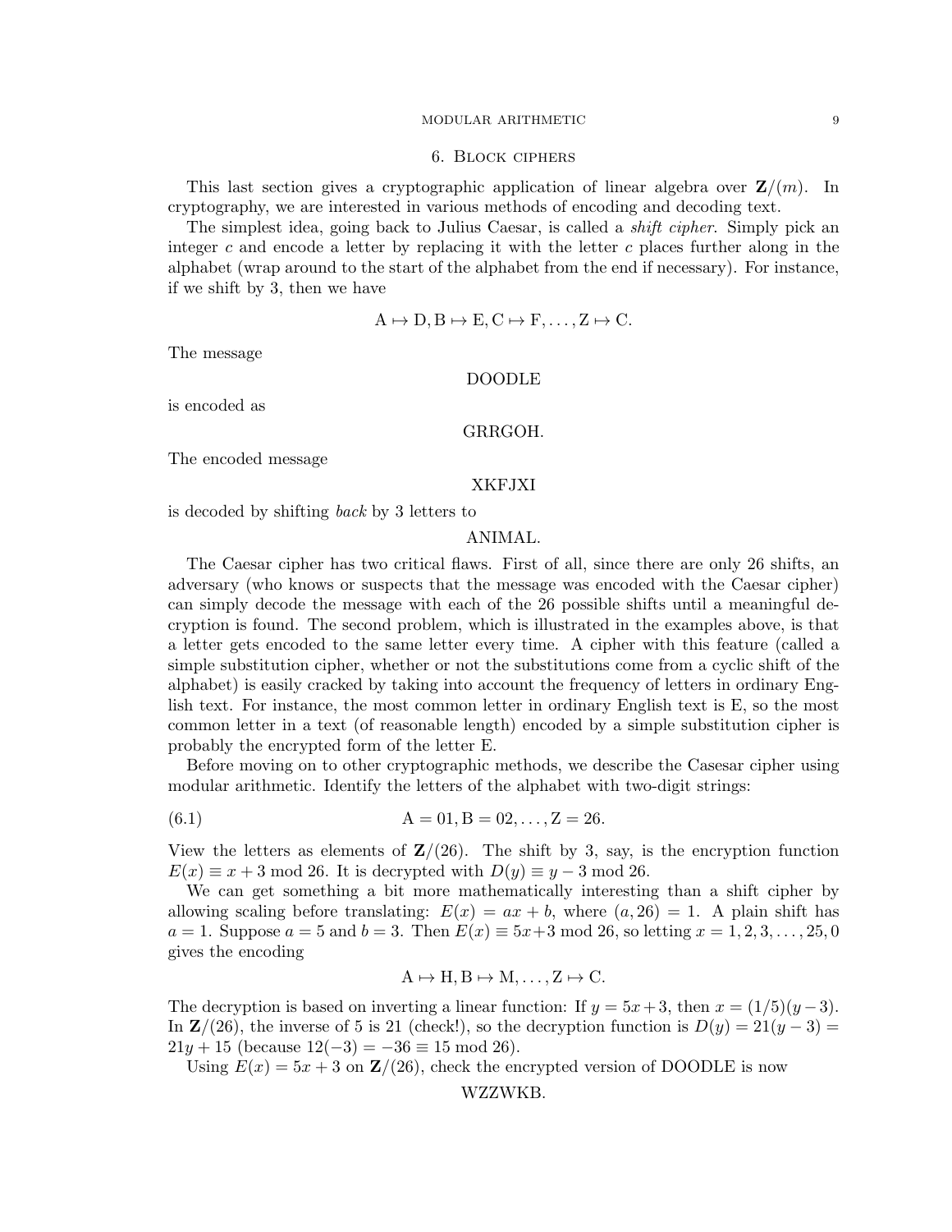## 6. Block ciphers

This last section gives a cryptographic application of linear algebra over $\mathbf{Z}/(m)$. In cryptography, we are interested in various methods of encoding and decoding text.

The simplest idea, going back to Julius Caesar, is called a *shift cipher*. Simply pick an integer $c$ and encode a letter by replacing it with the letter $c$ places further along in the alphabet (wrap around to the start of the alphabet from the end if necessary). For instance, if we shift by 3, then we have

$$\mathrm{A} \mapsto \mathrm{D}, \mathrm{B} \mapsto \mathrm{E}, \mathrm{C} \mapsto \mathrm{F}, \ldots, \mathrm{Z} \mapsto \mathrm{C}.$$

The message

DOODLE

is encoded as

GRRGOH.

The encoded message

XKFJXI

is decoded by shifting *back* by 3 letters to

ANIMAL.

The Caesar cipher has two critical flaws. First of all, since there are only 26 shifts, an adversary (who knows or suspects that the message was encoded with the Caesar cipher) can simply decode the message with each of the 26 possible shifts until a meaningful decryption is found. The second problem, which is illustrated in the examples above, is that a letter gets encoded to the same letter every time. A cipher with this feature (called a simple substitution cipher, whether or not the substitutions come from a cyclic shift of the alphabet) is easily cracked by taking into account the frequency of letters in ordinary English text. For instance, the most common letter in ordinary English text is E, so the most common letter in a text (of reasonable length) encoded by a simple substitution cipher is probably the encrypted form of the letter E.

Before moving on to other cryptographic methods, we describe the Casesar cipher using modular arithmetic. Identify the letters of the alphabet with two-digit strings:

$$\mathrm{A} = 01, \mathrm{B} = 02, \ldots, \mathrm{Z} = 26. \tag{6.1}$$

View the letters as elements of $\mathbf{Z}/(26)$. The shift by 3, say, is the encryption function $E(x) \equiv x + 3 \bmod 26$. It is decrypted with $D(y) \equiv y - 3 \bmod 26$.

We can get something a bit more mathematically interesting than a shift cipher by allowing scaling before translating: $E(x) = ax + b$, where $(a, 26) = 1$. A plain shift has $a = 1$. Suppose $a = 5$ and $b = 3$. Then $E(x) \equiv 5x+3 \bmod 26$, so letting $x = 1, 2, 3, \ldots, 25, 0$ gives the encoding

$$\mathrm{A} \mapsto \mathrm{H}, \mathrm{B} \mapsto \mathrm{M}, \ldots, \mathrm{Z} \mapsto \mathrm{C}.$$

The decryption is based on inverting a linear function: If $y = 5x+3$, then $x = (1/5)(y-3)$. In $\mathbf{Z}/(26)$, the inverse of 5 is 21 (check!), so the decryption function is $D(y) = 21(y-3) = 21y + 15$ (because $12(-3) = -36 \equiv 15 \bmod 26$).

Using $E(x) = 5x + 3$ on $\mathbf{Z}/(26)$, check the encrypted version of DOODLE is now

WZZWKB.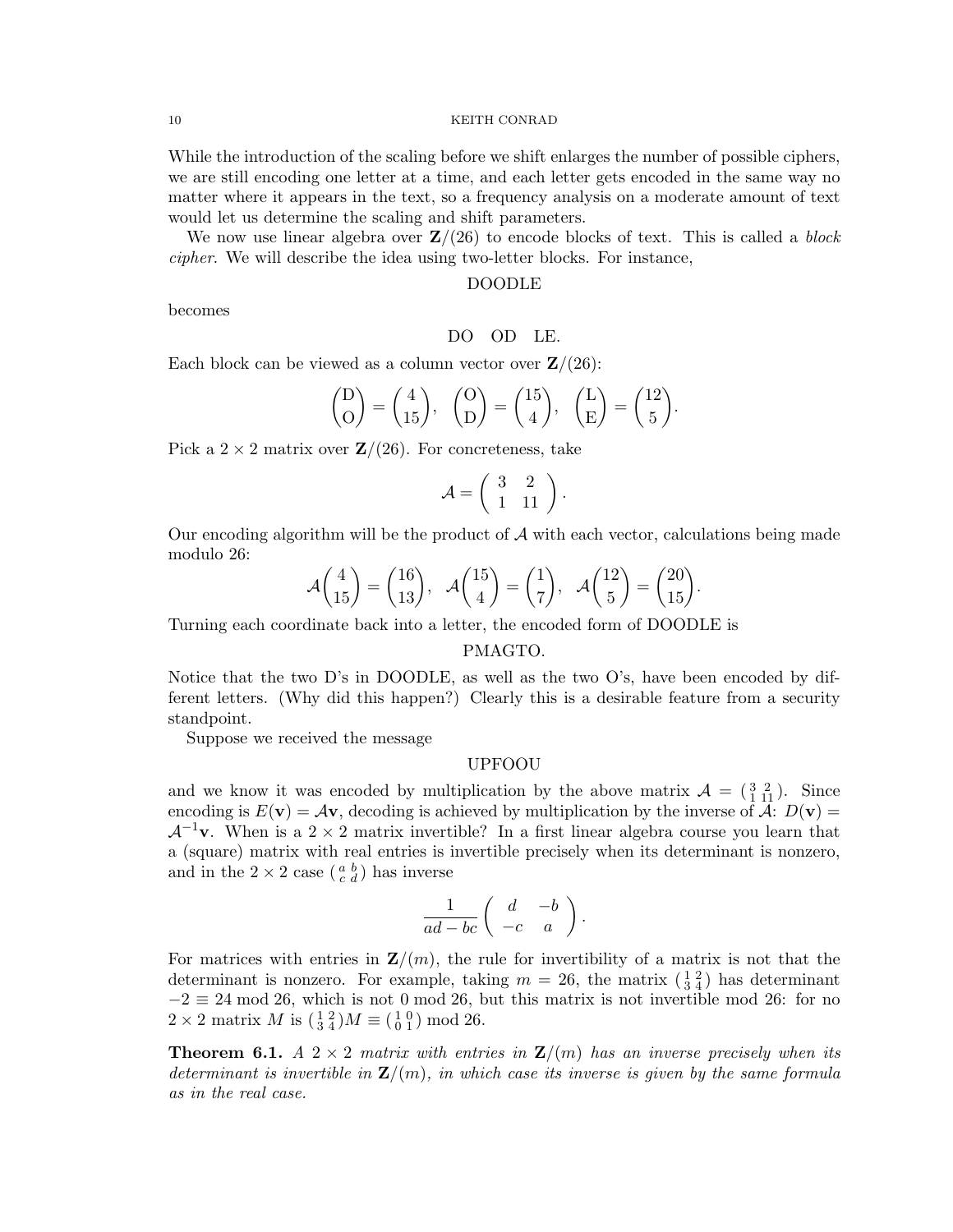While the introduction of the scaling before we shift enlarges the number of possible ciphers, we are still encoding one letter at a time, and each letter gets encoded in the same way no matter where it appears in the text, so a frequency analysis on a moderate amount of text would let us determine the scaling and shift parameters.

We now use linear algebra over $\mathbf{Z}/(26)$ to encode blocks of text. This is called a *block cipher*. We will describe the idea using two-letter blocks. For instance,

$$\text{DOODLE}$$

becomes

$$\text{DO} \quad \text{OD} \quad \text{LE}.$$

Each block can be viewed as a column vector over $\mathbf{Z}/(26)$:

$$\begin{pmatrix} \text{D} \\ \text{O} \end{pmatrix} = \begin{pmatrix} 4 \\ 15 \end{pmatrix}, \quad \begin{pmatrix} \text{O} \\ \text{D} \end{pmatrix} = \begin{pmatrix} 15 \\ 4 \end{pmatrix}, \quad \begin{pmatrix} \text{L} \\ \text{E} \end{pmatrix} = \begin{pmatrix} 12 \\ 5 \end{pmatrix}.$$

Pick a $2 \times 2$ matrix over $\mathbf{Z}/(26)$. For concreteness, take

$$\mathcal{A} = \begin{pmatrix} 3 & 2 \\ 1 & 11 \end{pmatrix}.$$

Our encoding algorithm will be the product of $\mathcal{A}$ with each vector, calculations being made modulo 26:

$$\mathcal{A}\begin{pmatrix} 4 \\ 15 \end{pmatrix} = \begin{pmatrix} 16 \\ 13 \end{pmatrix}, \quad \mathcal{A}\begin{pmatrix} 15 \\ 4 \end{pmatrix} = \begin{pmatrix} 1 \\ 7 \end{pmatrix}, \quad \mathcal{A}\begin{pmatrix} 12 \\ 5 \end{pmatrix} = \begin{pmatrix} 20 \\ 15 \end{pmatrix}.$$

Turning each coordinate back into a letter, the encoded form of DOODLE is

$$\text{PMAGTO}.$$

Notice that the two D's in DOODLE, as well as the two O's, have been encoded by different letters. (Why did this happen?) Clearly this is a desirable feature from a security standpoint.

Suppose we received the message

$$\text{UPFOOU}$$

and we know it was encoded by multiplication by the above matrix $\mathcal{A} = \left(\begin{smallmatrix} 3 & 2 \\ 1 & 11 \end{smallmatrix}\right)$. Since encoding is $E(\mathbf{v}) = \mathcal{A}\mathbf{v}$, decoding is achieved by multiplication by the inverse of $\mathcal{A}$: $D(\mathbf{v}) = \mathcal{A}^{-1}\mathbf{v}$. When is a $2 \times 2$ matrix invertible? In a first linear algebra course you learn that a (square) matrix with real entries is invertible precisely when its determinant is nonzero, and in the $2 \times 2$ case $\left(\begin{smallmatrix} a & b \\ c & d \end{smallmatrix}\right)$ has inverse

$$\frac{1}{ad - bc}\begin{pmatrix} d & -b \\ -c & a \end{pmatrix}.$$

For matrices with entries in $\mathbf{Z}/(m)$, the rule for invertibility of a matrix is not that the determinant is nonzero. For example, taking $m = 26$, the matrix $\left(\begin{smallmatrix} 1 & 2 \\ 3 & 4 \end{smallmatrix}\right)$ has determinant $-2 \equiv 24 \bmod 26$, which is not $0 \bmod 26$, but this matrix is not invertible mod 26: for no $2 \times 2$ matrix $M$ is $\left(\begin{smallmatrix} 1 & 2 \\ 3 & 4 \end{smallmatrix}\right)M \equiv \left(\begin{smallmatrix} 1 & 0 \\ 0 & 1 \end{smallmatrix}\right) \bmod 26$.

**Theorem 6.1.** *A $2 \times 2$ matrix with entries in $\mathbf{Z}/(m)$ has an inverse precisely when its determinant is invertible in $\mathbf{Z}/(m)$, in which case its inverse is given by the same formula as in the real case.*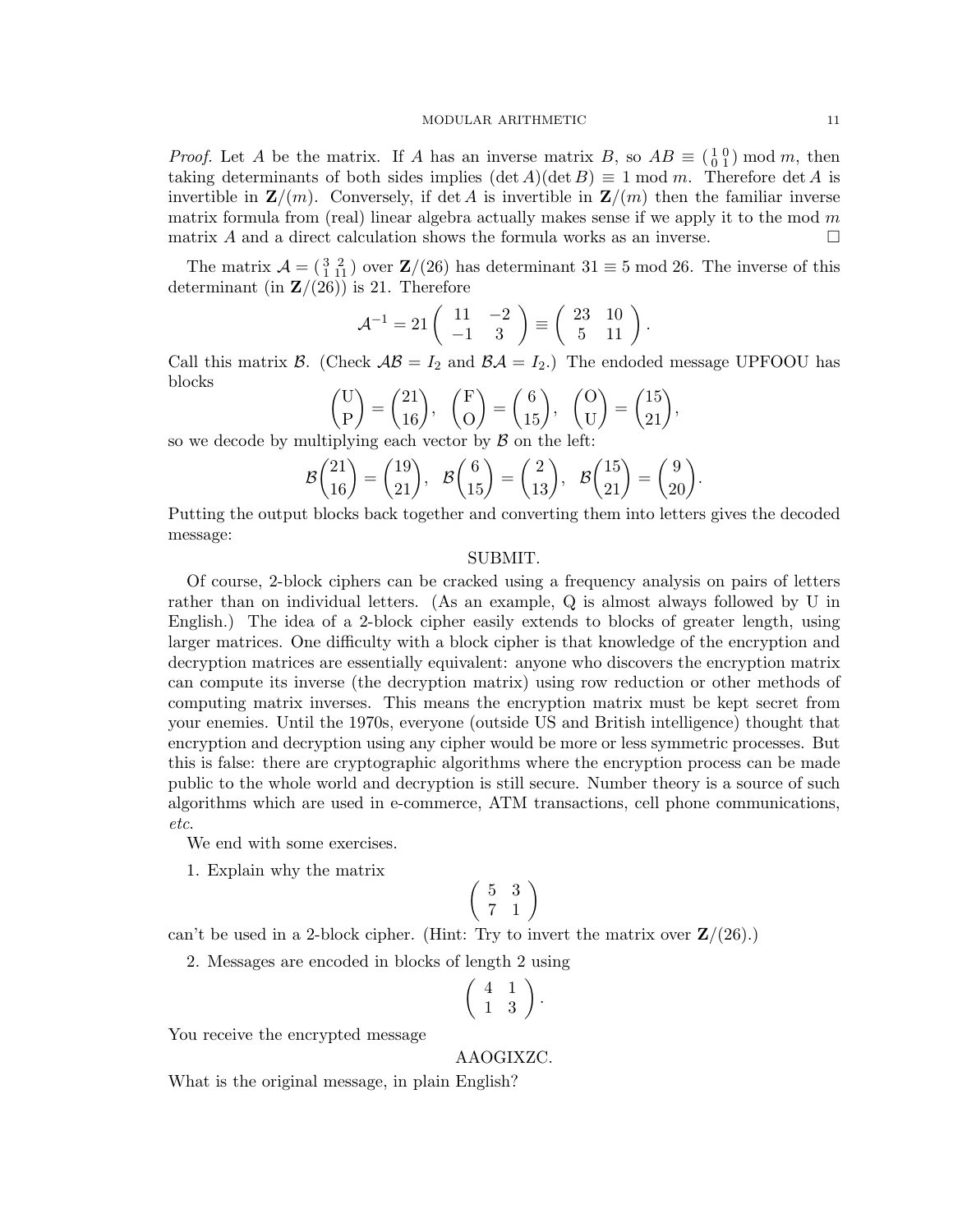*Proof.* Let $A$ be the matrix. If $A$ has an inverse matrix $B$, so $AB \equiv \left(\begin{smallmatrix} 1 & 0 \\ 0 & 1 \end{smallmatrix}\right) \bmod m$, then taking determinants of both sides implies $(\det A)(\det B) \equiv 1 \bmod m$. Therefore $\det A$ is invertible in $\mathbf{Z}/(m)$. Conversely, if $\det A$ is invertible in $\mathbf{Z}/(m)$ then the familiar inverse matrix formula from (real) linear algebra actually makes sense if we apply it to the mod $m$ matrix $A$ and a direct calculation shows the formula works as an inverse. $\square$

The matrix $\mathcal{A} = \left(\begin{smallmatrix} 3 & 2 \\ 1 & 11 \end{smallmatrix}\right)$ over $\mathbf{Z}/(26)$ has determinant $31 \equiv 5 \bmod 26$. The inverse of this determinant (in $\mathbf{Z}/(26)$) is 21. Therefore

$$\mathcal{A}^{-1} = 21 \begin{pmatrix} 11 & -2 \\ -1 & 3 \end{pmatrix} \equiv \begin{pmatrix} 23 & 10 \\ 5 & 11 \end{pmatrix}.$$

Call this matrix $\mathcal{B}$. (Check $\mathcal{AB} = I_2$ and $\mathcal{BA} = I_2$.) The endoded message UPFOOU has blocks

$$\begin{pmatrix} \mathrm{U} \\ \mathrm{P} \end{pmatrix} = \begin{pmatrix} 21 \\ 16 \end{pmatrix}, \quad \begin{pmatrix} \mathrm{F} \\ \mathrm{O} \end{pmatrix} = \begin{pmatrix} 6 \\ 15 \end{pmatrix}, \quad \begin{pmatrix} \mathrm{O} \\ \mathrm{U} \end{pmatrix} = \begin{pmatrix} 15 \\ 21 \end{pmatrix},$$

so we decode by multiplying each vector by $\mathcal{B}$ on the left:

$$\mathcal{B}\begin{pmatrix} 21 \\ 16 \end{pmatrix} = \begin{pmatrix} 19 \\ 21 \end{pmatrix}, \quad \mathcal{B}\begin{pmatrix} 6 \\ 15 \end{pmatrix} = \begin{pmatrix} 2 \\ 13 \end{pmatrix}, \quad \mathcal{B}\begin{pmatrix} 15 \\ 21 \end{pmatrix} = \begin{pmatrix} 9 \\ 20 \end{pmatrix}.$$

Putting the output blocks back together and converting them into letters gives the decoded message:

SUBMIT.

Of course, 2-block ciphers can be cracked using a frequency analysis on pairs of letters rather than on individual letters. (As an example, Q is almost always followed by U in English.) The idea of a 2-block cipher easily extends to blocks of greater length, using larger matrices. One difficulty with a block cipher is that knowledge of the encryption and decryption matrices are essentially equivalent: anyone who discovers the encryption matrix can compute its inverse (the decryption matrix) using row reduction or other methods of computing matrix inverses. This means the encryption matrix must be kept secret from your enemies. Until the 1970s, everyone (outside US and British intelligence) thought that encryption and decryption using any cipher would be more or less symmetric processes. But this is false: there are cryptographic algorithms where the encryption process can be made public to the whole world and decryption is still secure. Number theory is a source of such algorithms which are used in e-commerce, ATM transactions, cell phone communications, *etc.*

We end with some exercises.

1. Explain why the matrix

$$\begin{pmatrix} 5 & 3 \\ 7 & 1 \end{pmatrix}$$

can't be used in a 2-block cipher. (Hint: Try to invert the matrix over $\mathbf{Z}/(26)$.)

2. Messages are encoded in blocks of length 2 using

$$\begin{pmatrix} 4 & 1 \\ 1 & 3 \end{pmatrix}.$$

You receive the encrypted message

AAOGIXZC.

What is the original message, in plain English?